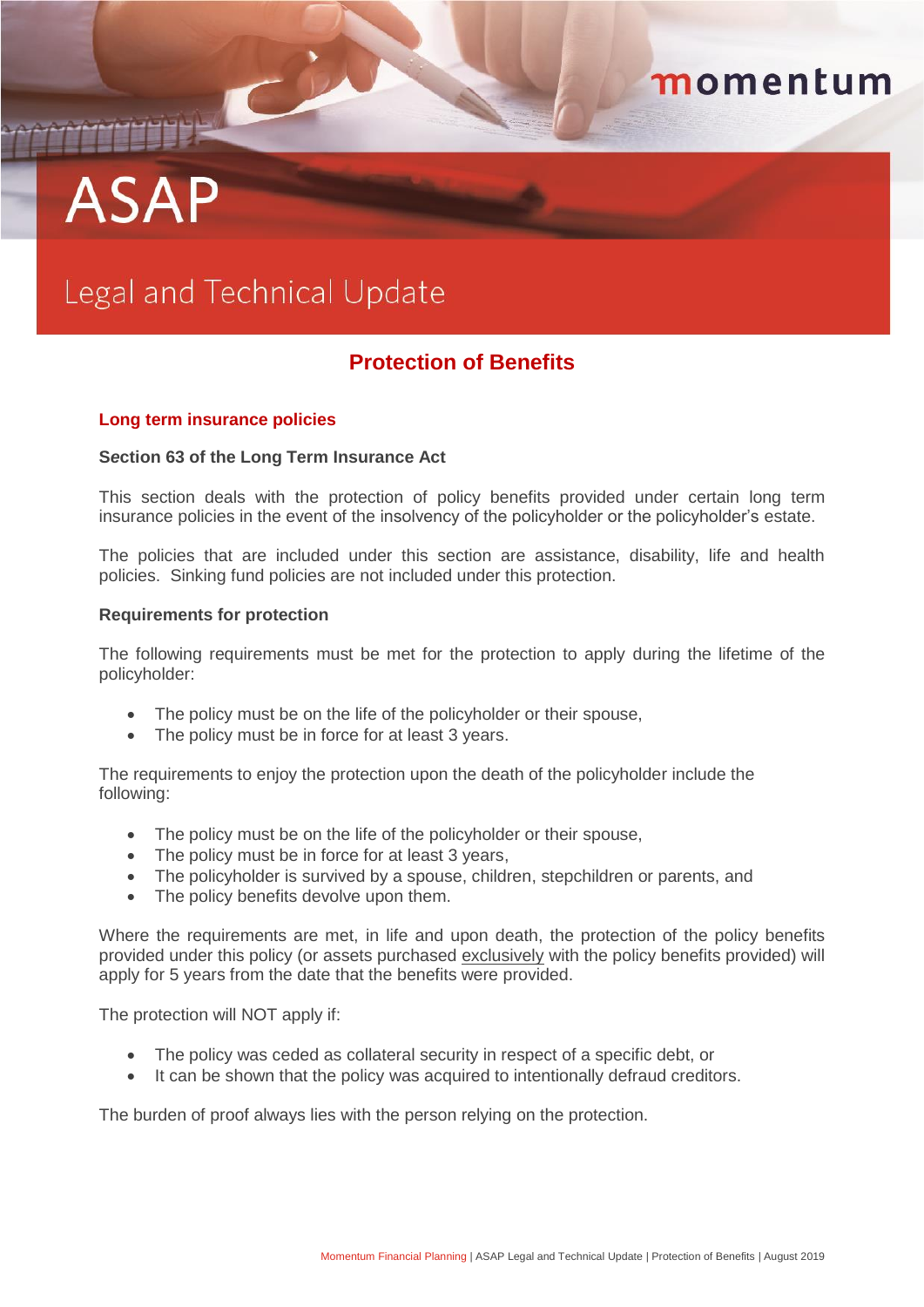momentum

# ASAP

## Legal and Technical Update

## Protection of Benefits

### Long term insurance policies

**Section 63 of the Long Term Insurance Act**

This section deals with the protection of policy benefits provided under certain long term insurance policies in the event of the insolvency of the policyholder or the policyholder's estate.

The policies that are included under this section are assistance, disability, life and health policies. Sinking fund policies are not included under this protection.

**Requirements for protection**

The following requirements must be met for the protection to apply during the lifetime of the policyholder:

- The policy must be on the life of the policyholder or their spouse,
- The policy must be in force for at least 3 years.

The requirements to enjoy the protection upon the death of the policyholder include the following:

- The policy must be on the life of the policyholder or their spouse,
- The policy must be in force for at least 3 years,
- The policyholder is survived by a spouse, children, stepchildren or parents, and
- The policy benefits devolve upon them.

Where the requirements are met, in life and upon death, the protection of the policy benefits provided under this policy (or assets purchased exclusively with the policy benefits provided) will apply for 5 years from the date that the benefits were provided.

The protection will NOT apply if:

- The policy was ceded as collateral security in respect of a specific debt, or
- It can be shown that the policy was acquired to intentionally defraud creditors.

The burden of proof always lies with the person relying on the protection.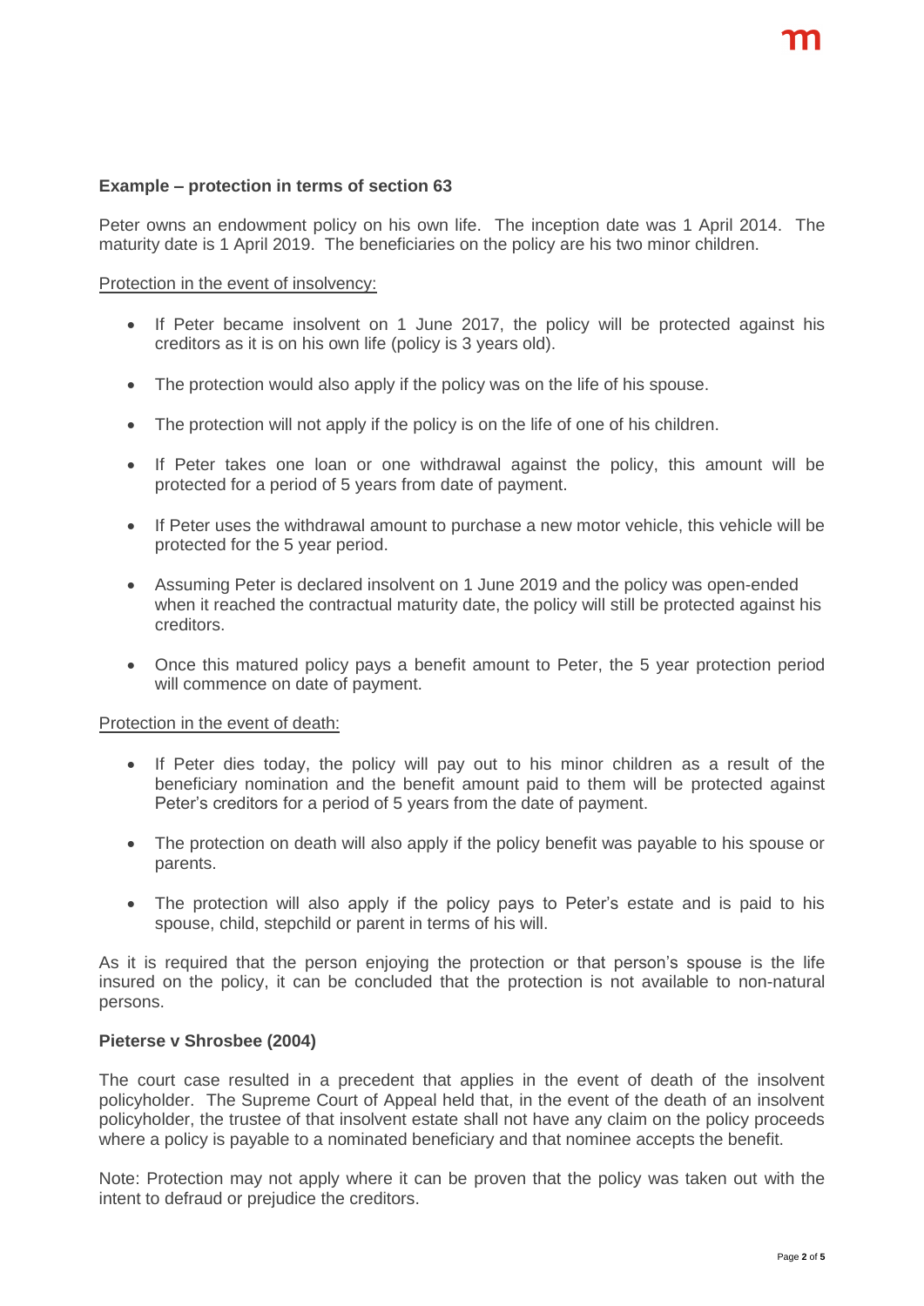**Example – protection in terms of section 63**

Peter owns an endowment policy on his own life. The inception date was 1 April 2014. The maturity date is 1 April 2019. The beneficiaries on the policy are his two minor children.

Protection in the event of insolvency:

- If Peter became insolvent on 1 June 2017, the policy will be protected against his creditors as it is on his own life (policy is 3 years old).
- The protection would also apply if the policy was on the life of his spouse.
- The protection will not apply if the policy is on the life of one of his children.
- If Peter takes one loan or one withdrawal against the policy, this amount will be protected for a period of 5 years from date of payment.
- If Peter uses the withdrawal amount to purchase a new motor vehicle, this vehicle will be protected for the 5 year period.
- Assuming Peter is declared insolvent on 1 June 2019 and the policy was open-ended when it reached the contractual maturity date, the policy will still be protected against his creditors.
- Once this matured policy pays a benefit amount to Peter, the 5 year protection period will commence on date of payment.

Protection in the event of death:

- If Peter dies today, the policy will pay out to his minor children as a result of the beneficiary nomination and the benefit amount paid to them will be protected against Peter's creditors for a period of 5 years from the date of payment.
- The protection on death will also apply if the policy benefit was payable to his spouse or parents.
- The protection will also apply if the policy pays to Peter's estate and is paid to his spouse, child, stepchild or parent in terms of his will.

As it is required that the person enjoying the protection or that person's spouse is the life insured on the policy, it can be concluded that the protection is not available to non-natural persons.

**Pieterse v Shrosbee (2004)**

The court case resulted in a precedent that applies in the event of death of the insolvent policyholder. The Supreme Court of Appeal held that, in the event of the death of an insolvent policyholder, the trustee of that insolvent estate shall not have any claim on the policy proceeds where a policy is payable to a nominated beneficiary and that nominee accepts the benefit.

Note: Protection may not apply where it can be proven that the policy was taken out with the intent to defraud or prejudice the creditors.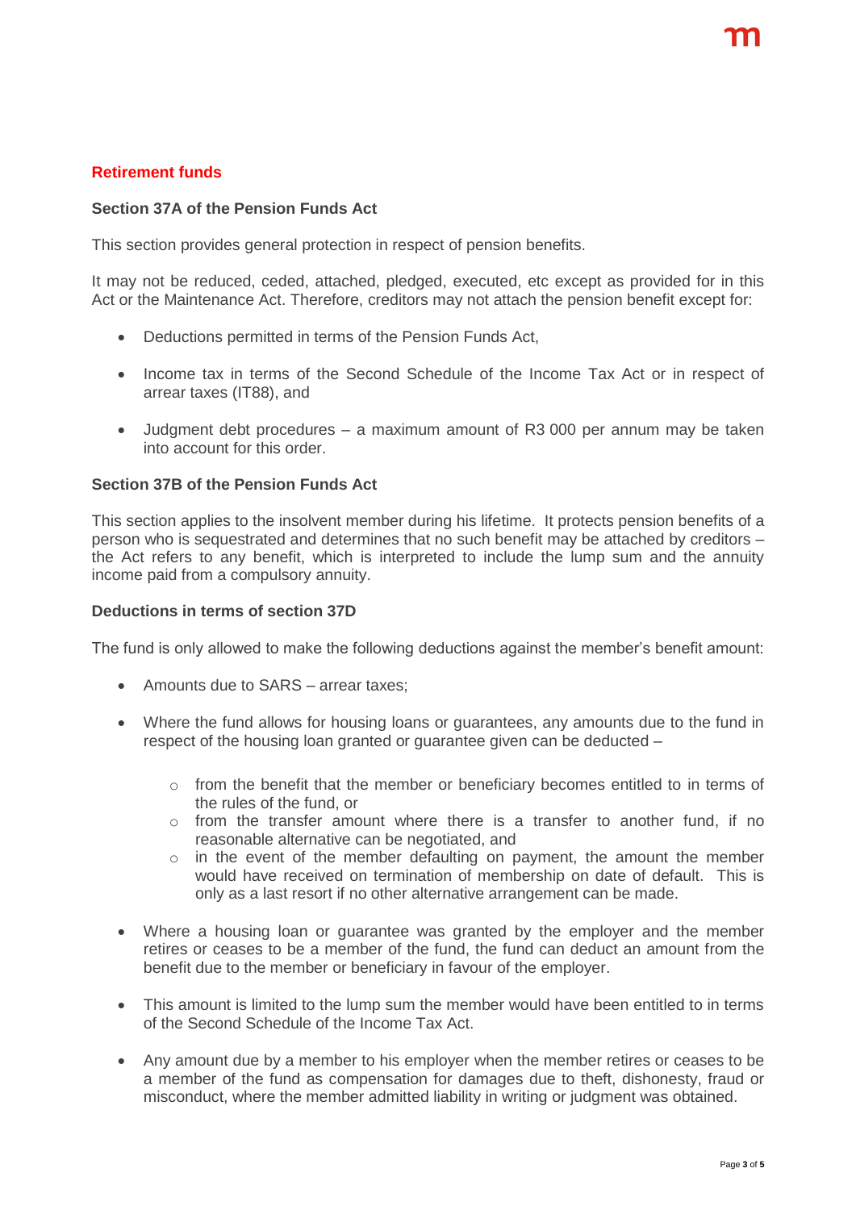## Retirement funds

### Section 37A of the Pension Funds Act

This section provides general protection in respect of pension benefits.

It may not be reduced, ceded, attached, pledged, executed, etc except as provided for in this Act or the Maintenance Act. Therefore, creditors may not attach the pension benefit except for:

- Deductions permitted in terms of the Pension Funds Act,
- Income tax in terms of the Second Schedule of the Income Tax Act or in respect of arrear taxes (IT88), and
- Judgment debt procedures – a maximum amount of R3 000 per annum may be taken into account for this order.

### Section 37B of the Pension Funds Act

This section applies to the insolvent member during his lifetime. It protects pension benefits of a person who is sequestrated and determines that no such benefit may be attached by creditors – the Act refers to any benefit, which is interpreted to include the lump sum and the annuity income paid from a compulsory annuity.

### Deductions in terms of section 37D

The fund is only allowed to make the following deductions against the member's benefit amount:

- Amounts due to SARS – arrear taxes;
- Where the fund allows for housing loans or guarantees, any amounts due to the fund in respect of the housing loan granted or guarantee given can be deducted –
    - from the benefit that the member or beneficiary becomes entitled to in terms of the rules of the fund, or
    - from the transfer amount where there is a transfer to another fund, if no reasonable alternative can be negotiated, and
    - in the event of the member defaulting on payment, the amount the member would have received on termination of membership on date of default. This is only as a last resort if no other alternative arrangement can be made.
- Where a housing loan or guarantee was granted by the employer and the member retires or ceases to be a member of the fund, the fund can deduct an amount from the benefit due to the member or beneficiary in favour of the employer.
- This amount is limited to the lump sum the member would have been entitled to in terms of the Second Schedule of the Income Tax Act.
- Any amount due by a member to his employer when the member retires or ceases to be a member of the fund as compensation for damages due to theft, dishonesty, fraud or misconduct, where the member admitted liability in writing or judgment was obtained.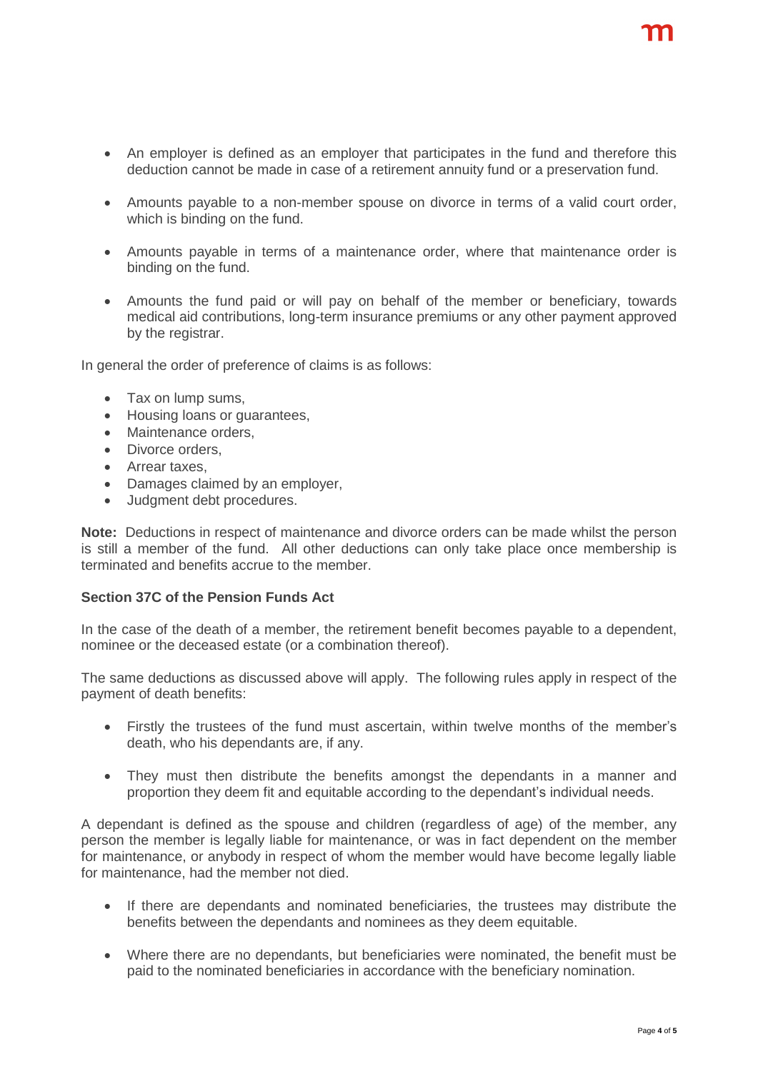- An employer is defined as an employer that participates in the fund and therefore this deduction cannot be made in case of a retirement annuity fund or a preservation fund.

- Amounts payable to a non-member spouse on divorce in terms of a valid court order, which is binding on the fund.

- Amounts payable in terms of a maintenance order, where that maintenance order is binding on the fund.

- Amounts the fund paid or will pay on behalf of the member or beneficiary, towards medical aid contributions, long-term insurance premiums or any other payment approved by the registrar.

In general the order of preference of claims is as follows:

- Tax on lump sums,
- Housing loans or guarantees,
- Maintenance orders,
- Divorce orders,
- Arrear taxes,
- Damages claimed by an employer,
- Judgment debt procedures.

**Note:** Deductions in respect of maintenance and divorce orders can be made whilst the person is still a member of the fund. All other deductions can only take place once membership is terminated and benefits accrue to the member.

**Section 37C of the Pension Funds Act**

In the case of the death of a member, the retirement benefit becomes payable to a dependent, nominee or the deceased estate (or a combination thereof).

The same deductions as discussed above will apply. The following rules apply in respect of the payment of death benefits:

- Firstly the trustees of the fund must ascertain, within twelve months of the member's death, who his dependants are, if any.

- They must then distribute the benefits amongst the dependants in a manner and proportion they deem fit and equitable according to the dependant's individual needs.

A dependant is defined as the spouse and children (regardless of age) of the member, any person the member is legally liable for maintenance, or was in fact dependent on the member for maintenance, or anybody in respect of whom the member would have become legally liable for maintenance, had the member not died.

- If there are dependants and nominated beneficiaries, the trustees may distribute the benefits between the dependants and nominees as they deem equitable.

- Where there are no dependants, but beneficiaries were nominated, the benefit must be paid to the nominated beneficiaries in accordance with the beneficiary nomination.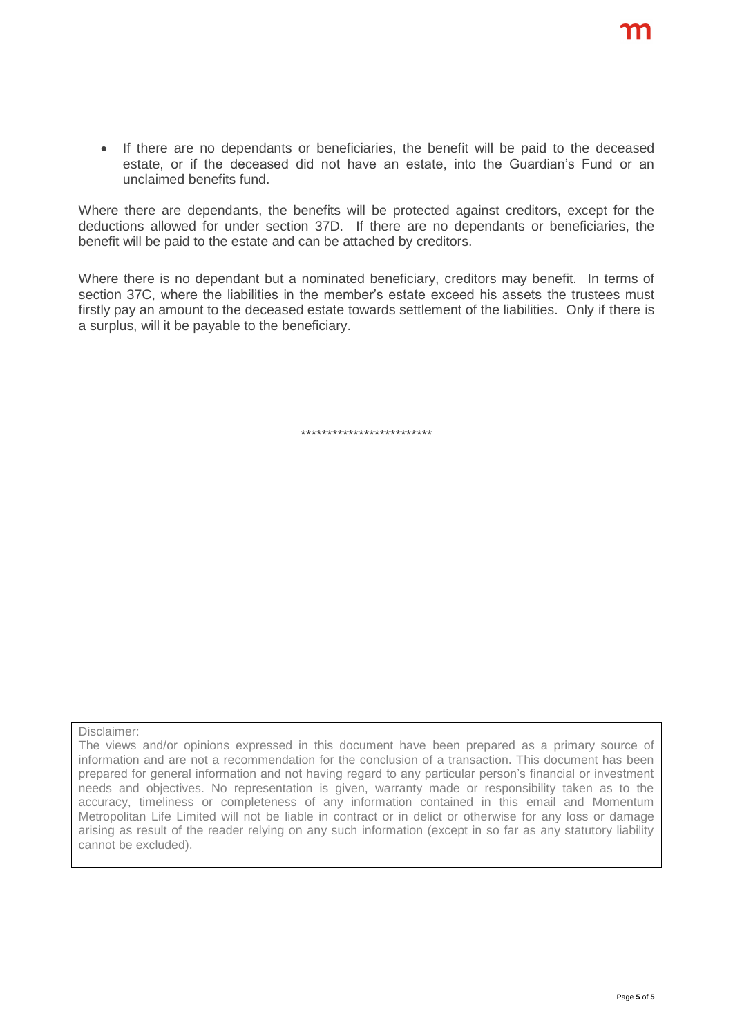- If there are no dependants or beneficiaries, the benefit will be paid to the deceased estate, or if the deceased did not have an estate, into the Guardian's Fund or an unclaimed benefits fund.

Where there are dependants, the benefits will be protected against creditors, except for the deductions allowed for under section 37D. If there are no dependants or beneficiaries, the benefit will be paid to the estate and can be attached by creditors.

Where there is no dependant but a nominated beneficiary, creditors may benefit. In terms of section 37C, where the liabilities in the member's estate exceed his assets the trustees must firstly pay an amount to the deceased estate towards settlement of the liabilities. Only if there is a surplus, will it be payable to the beneficiary.

*************************

Disclaimer:
The views and/or opinions expressed in this document have been prepared as a primary source of information and are not a recommendation for the conclusion of a transaction. This document has been prepared for general information and not having regard to any particular person's financial or investment needs and objectives. No representation is given, warranty made or responsibility taken as to the accuracy, timeliness or completeness of any information contained in this email and Momentum Metropolitan Life Limited will not be liable in contract or in delict or otherwise for any loss or damage arising as result of the reader relying on any such information (except in so far as any statutory liability cannot be excluded).